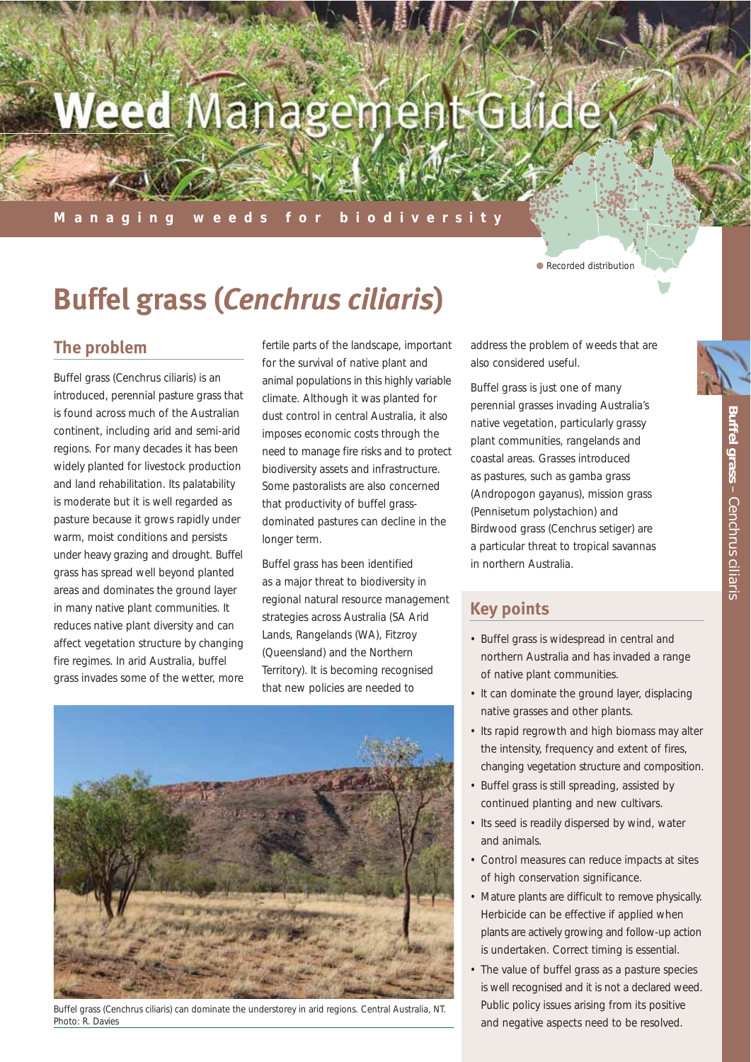# Weed Management Guide

**Managing weeds for biodiversity**

Recorded distribution

# Buffel grass (*Cenchrus ciliaris*)

## The problem

Buffel grass (Cenchrus ciliaris) is an introduced, perennial pasture grass that is found across much of the Australian continent, including arid and semi-arid regions. For many decades it has been widely planted for livestock production and land rehabilitation. Its palatability is moderate but it is well regarded as pasture because it grows rapidly under warm, moist conditions and persists under heavy grazing and drought. Buffel grass has spread well beyond planted areas and dominates the ground layer in many native plant communities. It reduces native plant diversity and can affect vegetation structure by changing fire regimes. In arid Australia, buffel grass invades some of the wetter, more fertile parts of the landscape, important for the survival of native plant and animal populations in this highly variable climate. Although it was planted for dust control in central Australia, it also imposes economic costs through the need to manage fire risks and to protect biodiversity assets and infrastructure. Some pastoralists are also concerned that productivity of buffel grass-dominated pastures can decline in the longer term.

Buffel grass has been identified as a major threat to biodiversity in regional natural resource management strategies across Australia (SA Arid Lands, Rangelands (WA), Fitzroy (Queensland) and the Northern Territory). It is becoming recognised that new policies are needed to address the problem of weeds that are also considered useful.

Buffel grass is just one of many perennial grasses invading Australia's native vegetation, particularly grassy plant communities, rangelands and coastal areas. Grasses introduced as pastures, such as gamba grass (Andropogon gayanus), mission grass (Pennisetum polystachion) and Birdwood grass (Cenchrus setiger) are a particular threat to tropical savannas in northern Australia.

Buffel grass (Cenchrus ciliaris) can dominate the understorey in arid regions. Central Australia, NT. Photo: R. Davies

## Key points

- Buffel grass is widespread in central and northern Australia and has invaded a range of native plant communities.
- It can dominate the ground layer, displacing native grasses and other plants.
- Its rapid regrowth and high biomass may alter the intensity, frequency and extent of fires, changing vegetation structure and composition.
- Buffel grass is still spreading, assisted by continued planting and new cultivars.
- Its seed is readily dispersed by wind, water and animals.
- Control measures can reduce impacts at sites of high conservation significance.
- Mature plants are difficult to remove physically. Herbicide can be effective if applied when plants are actively growing and follow-up action is undertaken. Correct timing is essential.
- The value of buffel grass as a pasture species is well recognised and it is not a declared weed. Public policy issues arising from its positive and negative aspects need to be resolved.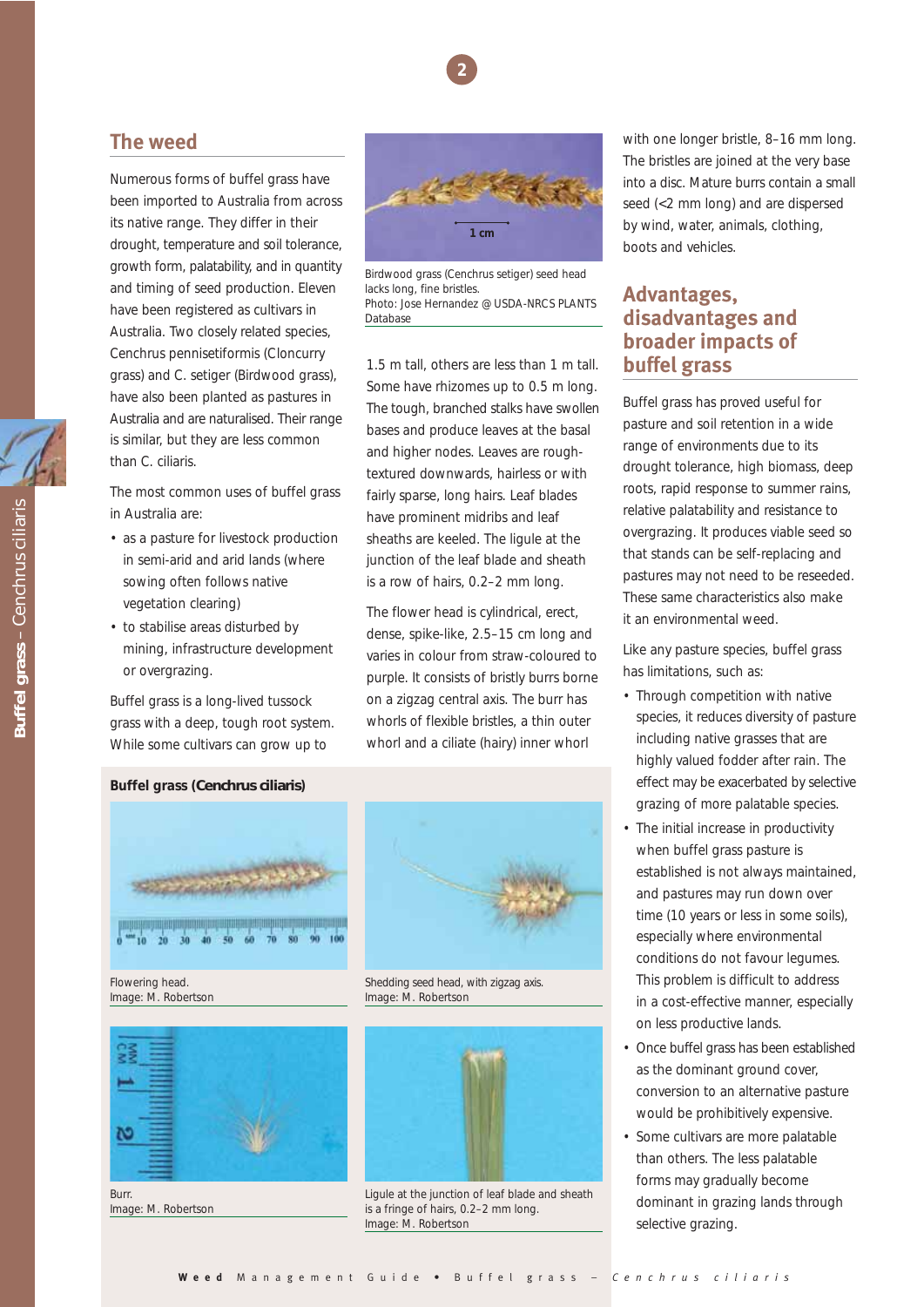## The weed

Numerous forms of buffel grass have been imported to Australia from across its native range. They differ in their drought, temperature and soil tolerance, growth form, palatability, and in quantity and timing of seed production. Eleven have been registered as cultivars in Australia. Two closely related species, Cenchrus pennisetiformis (Cloncurry grass) and C. setiger (Birdwood grass), have also been planted as pastures in Australia and are naturalised. Their range is similar, but they are less common than C. ciliaris.

The most common uses of buffel grass in Australia are:

- as a pasture for livestock production in semi-arid and arid lands (where sowing often follows native vegetation clearing)
- to stabilise areas disturbed by mining, infrastructure development or overgrazing.

Buffel grass is a long-lived tussock grass with a deep, tough root system. While some cultivars can grow up to 1.5 m tall, others are less than 1 m tall. Some have rhizomes up to 0.5 m long. The tough, branched stalks have swollen bases and produce leaves at the basal and higher nodes. Leaves are rough-textured downwards, hairless or with fairly sparse, long hairs. Leaf blades have prominent midribs and leaf sheaths are keeled. The ligule at the junction of the leaf blade and sheath is a row of hairs, 0.2–2 mm long.

The flower head is cylindrical, erect, dense, spike-like, 2.5–15 cm long and varies in colour from straw-coloured to purple. It consists of bristly burrs borne on a zigzag central axis. The burr has whorls of flexible bristles, a thin outer whorl and a ciliate (hairy) inner whorl with one longer bristle, 8–16 mm long. The bristles are joined at the very base into a disc. Mature burrs contain a small seed (<2 mm long) and are dispersed by wind, water, animals, clothing, boots and vehicles.

1 cm

Birdwood grass (Cenchrus setiger) seed head lacks long, fine bristles.
Photo: Jose Hernandez @ USDA-NRCS PLANTS Database

**Buffel grass (*Cenchrus ciliaris*)**

Flowering head.
Image: M. Robertson

Shedding seed head, with zigzag axis.
Image: M. Robertson

Burr.
Image: M. Robertson

Ligule at the junction of leaf blade and sheath is a fringe of hairs, 0.2–2 mm long.
Image: M. Robertson

## Advantages, disadvantages and broader impacts of buffel grass

Buffel grass has proved useful for pasture and soil retention in a wide range of environments due to its drought tolerance, high biomass, deep roots, rapid response to summer rains, relative palatability and resistance to overgrazing. It produces viable seed so that stands can be self-replacing and pastures may not need to be reseeded. These same characteristics also make it an environmental weed.

Like any pasture species, buffel grass has limitations, such as:

- Through competition with native species, it reduces diversity of pasture including native grasses that are highly valued fodder after rain. The effect may be exacerbated by selective grazing of more palatable species.
- The initial increase in productivity when buffel grass pasture is established is not always maintained, and pastures may run down over time (10 years or less in some soils), especially where environmental conditions do not favour legumes. This problem is difficult to address in a cost-effective manner, especially on less productive lands.
- Once buffel grass has been established as the dominant ground cover, conversion to an alternative pasture would be prohibitively expensive.
- Some cultivars are more palatable than others. The less palatable forms may gradually become dominant in grazing lands through selective grazing.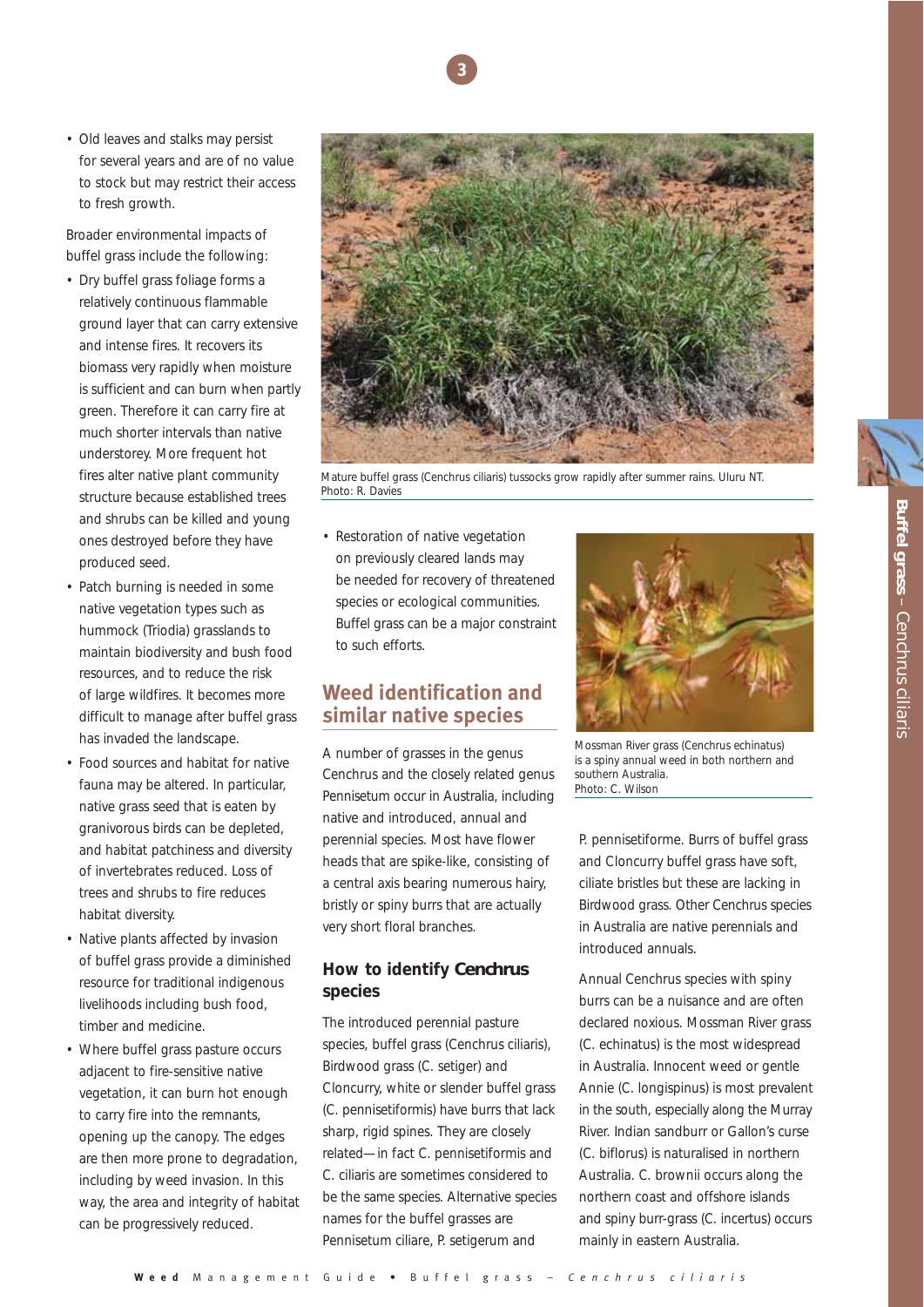- Old leaves and stalks may persist for several years and are of no value to stock but may restrict their access to fresh growth.

Broader environmental impacts of buffel grass include the following:

- Dry buffel grass foliage forms a relatively continuous flammable ground layer that can carry extensive and intense fires. It recovers its biomass very rapidly when moisture is sufficient and can burn when partly green. Therefore it can carry fire at much shorter intervals than native understorey. More frequent hot fires alter native plant community structure because established trees and shrubs can be killed and young ones destroyed before they have produced seed.
- Patch burning is needed in some native vegetation types such as hummock (Triodia) grasslands to maintain biodiversity and bush food resources, and to reduce the risk of large wildfires. It becomes more difficult to manage after buffel grass has invaded the landscape.
- Food sources and habitat for native fauna may be altered. In particular, native grass seed that is eaten by granivorous birds can be depleted, and habitat patchiness and diversity of invertebrates reduced. Loss of trees and shrubs to fire reduces habitat diversity.
- Native plants affected by invasion of buffel grass provide a diminished resource for traditional indigenous livelihoods including bush food, timber and medicine.
- Where buffel grass pasture occurs adjacent to fire-sensitive native vegetation, it can burn hot enough to carry fire into the remnants, opening up the canopy. The edges are then more prone to degradation, including by weed invasion. In this way, the area and integrity of habitat can be progressively reduced.

Mature buffel grass (Cenchrus ciliaris) tussocks grow rapidly after summer rains. Uluru NT. Photo: R. Davies

- Restoration of native vegetation on previously cleared lands may be needed for recovery of threatened species or ecological communities. Buffel grass can be a major constraint to such efforts.

## Weed identification and similar native species

A number of grasses in the genus Cenchrus and the closely related genus Pennisetum occur in Australia, including native and introduced, annual and perennial species. Most have flower heads that are spike-like, consisting of a central axis bearing numerous hairy, bristly or spiny burrs that are actually very short floral branches.

### How to identify *Cenchrus* species

The introduced perennial pasture species, buffel grass (Cenchrus ciliaris), Birdwood grass (C. setiger) and Cloncurry, white or slender buffel grass (C. pennisetiformis) have burrs that lack sharp, rigid spines. They are closely related—in fact C. pennisetiformis and C. ciliaris are sometimes considered to be the same species. Alternative species names for the buffel grasses are Pennisetum ciliare, P. setigerum and P. pennisetiforme. Burrs of buffel grass and Cloncurry buffel grass have soft, ciliate bristles but these are lacking in Birdwood grass. Other Cenchrus species in Australia are native perennials and introduced annuals.

Mossman River grass (Cenchrus echinatus) is a spiny annual weed in both northern and southern Australia. Photo: C. Wilson

Annual Cenchrus species with spiny burrs can be a nuisance and are often declared noxious. Mossman River grass (C. echinatus) is the most widespread in Australia. Innocent weed or gentle Annie (C. longispinus) is most prevalent in the south, especially along the Murray River. Indian sandburr or Gallon's curse (C. biflorus) is naturalised in northern Australia. C. brownii occurs along the northern coast and offshore islands and spiny burr-grass (C. incertus) occurs mainly in eastern Australia.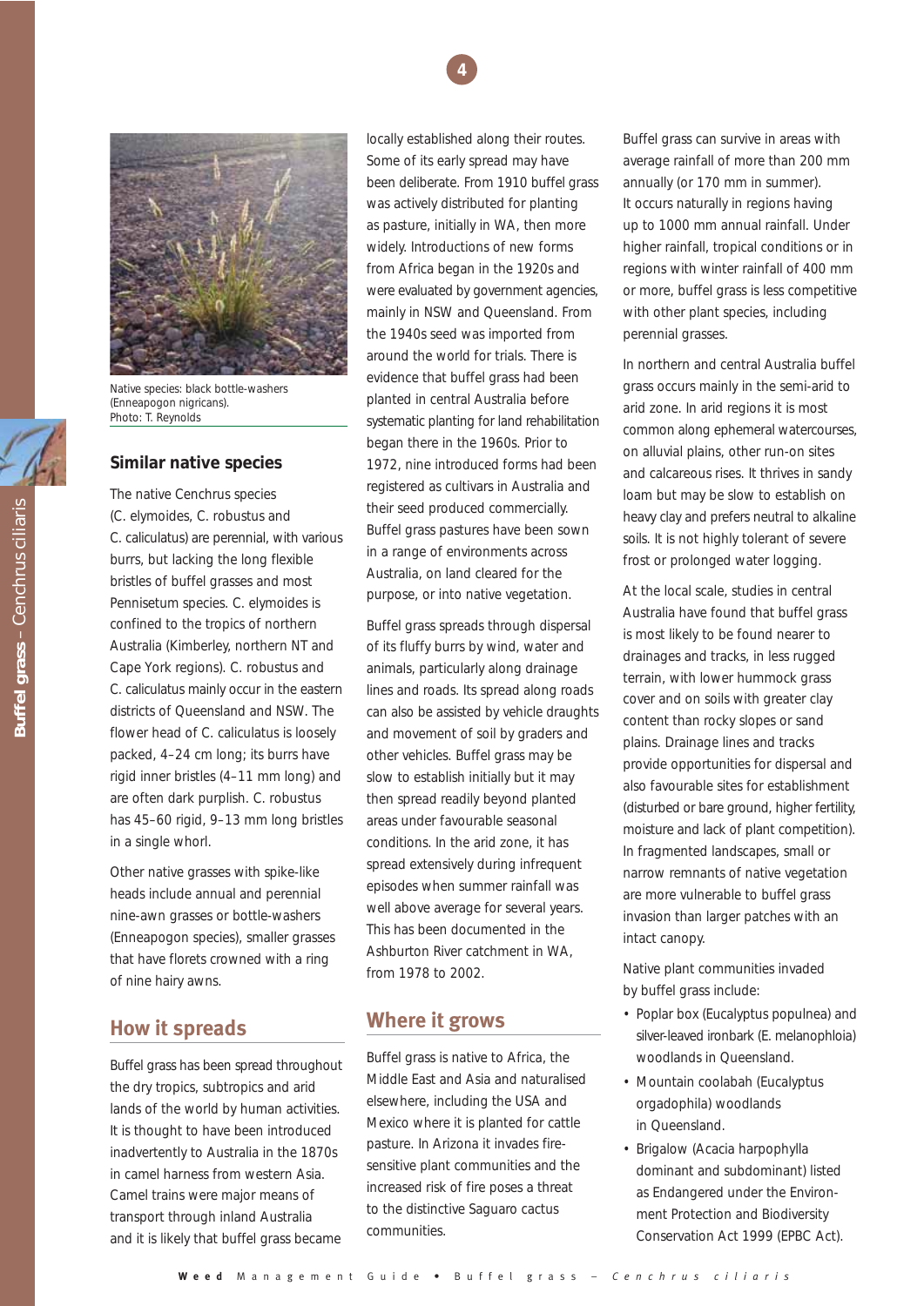Native species: black bottle-washers (*Enneapogon nigricans*). Photo: T. Reynolds

## Similar native species

The native Cenchrus species (*C. elymoides*, *C. robustus* and *C. caliculatus*) are perennial, with various burrs, but lacking the long flexible bristles of buffel grasses and most Pennisetum species. *C. elymoides* is confined to the tropics of northern Australia (Kimberley, northern NT and Cape York regions). *C. robustus* and *C. caliculatus* mainly occur in the eastern districts of Queensland and NSW. The flower head of *C. caliculatus* is loosely packed, 4–24 cm long; its burrs have rigid inner bristles (4–11 mm long) and are often dark purplish. *C. robustus* has 45–60 rigid, 9–13 mm long bristles in a single whorl.

Other native grasses with spike-like heads include annual and perennial nine-awn grasses or bottle-washers (*Enneapogon* species), smaller grasses that have florets crowned with a ring of nine hairy awns.

## How it spreads

Buffel grass has been spread throughout the dry tropics, subtropics and arid lands of the world by human activities. It is thought to have been introduced inadvertently to Australia in the 1870s in camel harness from western Asia. Camel trains were major means of transport through inland Australia and it is likely that buffel grass became locally established along their routes. Some of its early spread may have been deliberate. From 1910 buffel grass was actively distributed for planting as pasture, initially in WA, then more widely. Introductions of new forms from Africa began in the 1920s and were evaluated by government agencies, mainly in NSW and Queensland. From the 1940s seed was imported from around the world for trials. There is evidence that buffel grass had been planted in central Australia before systematic planting for land rehabilitation began there in the 1960s. Prior to 1972, nine introduced forms had been registered as cultivars in Australia and their seed produced commercially. Buffel grass pastures have been sown in a range of environments across Australia, on land cleared for the purpose, or into native vegetation.

Buffel grass spreads through dispersal of its fluffy burrs by wind, water and animals, particularly along drainage lines and roads. Its spread along roads can also be assisted by vehicle draughts and movement of soil by graders and other vehicles. Buffel grass may be slow to establish initially but it may then spread readily beyond planted areas under favourable seasonal conditions. In the arid zone, it has spread extensively during infrequent episodes when summer rainfall was well above average for several years. This has been documented in the Ashburton River catchment in WA, from 1978 to 2002.

## Where it grows

Buffel grass is native to Africa, the Middle East and Asia and naturalised elsewhere, including the USA and Mexico where it is planted for cattle pasture. In Arizona it invades fire-sensitive plant communities and the increased risk of fire poses a threat to the distinctive Saguaro cactus communities.

Buffel grass can survive in areas with average rainfall of more than 200 mm annually (or 170 mm in summer). It occurs naturally in regions having up to 1000 mm annual rainfall. Under higher rainfall, tropical conditions or in regions with winter rainfall of 400 mm or more, buffel grass is less competitive with other plant species, including perennial grasses.

In northern and central Australia buffel grass occurs mainly in the semi-arid to arid zone. In arid regions it is most common along ephemeral watercourses, on alluvial plains, other run-on sites and calcareous rises. It thrives in sandy loam but may be slow to establish on heavy clay and prefers neutral to alkaline soils. It is not highly tolerant of severe frost or prolonged water logging.

At the local scale, studies in central Australia have found that buffel grass is most likely to be found nearer to drainages and tracks, in less rugged terrain, with lower hummock grass cover and on soils with greater clay content than rocky slopes or sand plains. Drainage lines and tracks provide opportunities for dispersal and also favourable sites for establishment (disturbed or bare ground, higher fertility, moisture and lack of plant competition). In fragmented landscapes, small or narrow remnants of native vegetation are more vulnerable to buffel grass invasion than larger patches with an intact canopy.

Native plant communities invaded by buffel grass include:

- Poplar box (*Eucalyptus populnea*) and silver-leaved ironbark (*E. melanophloia*) woodlands in Queensland.
- Mountain coolabah (*Eucalyptus orgadophila*) woodlands in Queensland.
- Brigalow (*Acacia harpophylla* dominant and subdominant) listed as Endangered under the Environment Protection and Biodiversity Conservation Act 1999 (EPBC Act).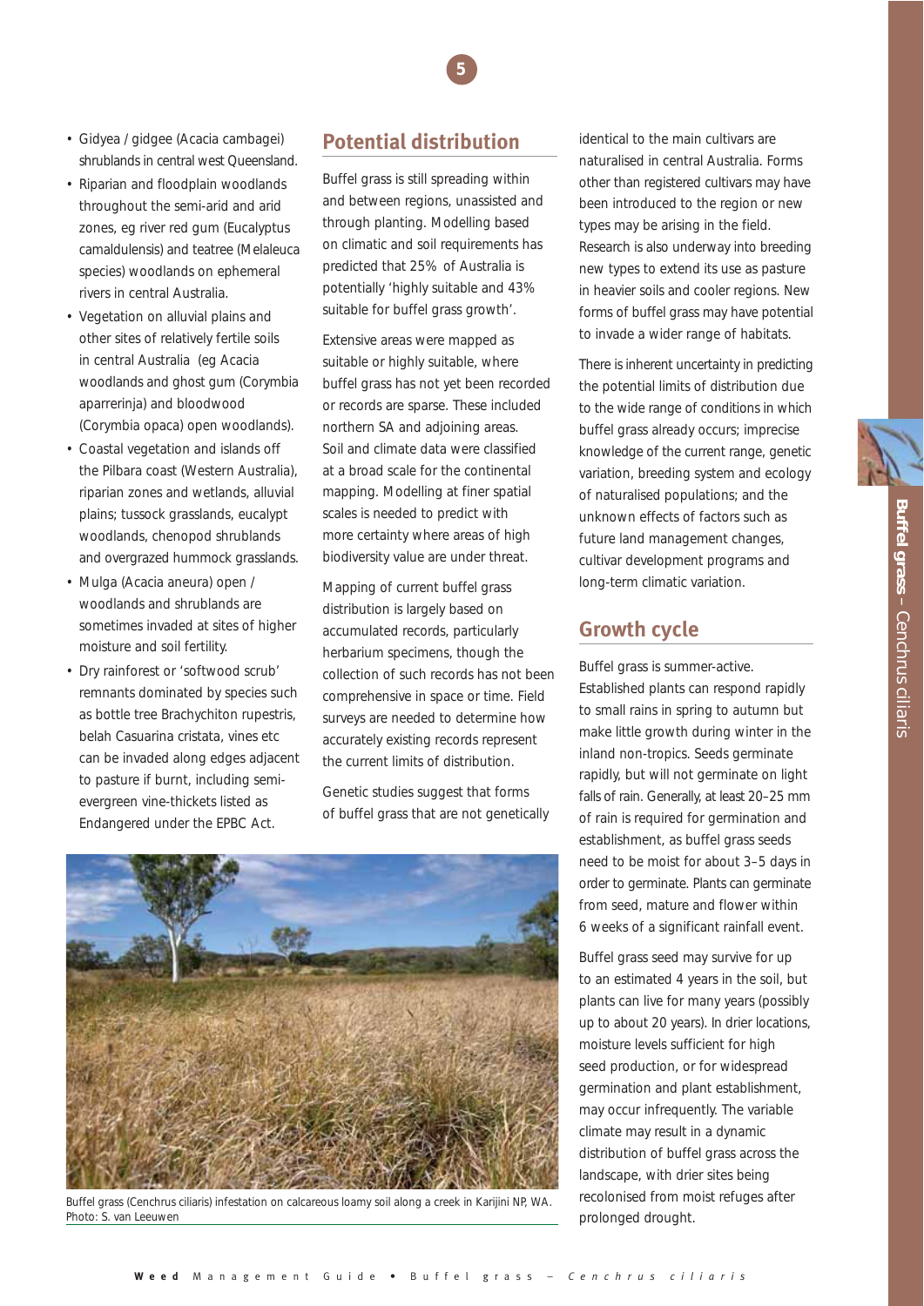- Gidyea / gidgee (Acacia cambagei) shrublands in central west Queensland.
- Riparian and floodplain woodlands throughout the semi-arid and arid zones, eg river red gum (Eucalyptus camaldulensis) and teatree (Melaleuca species) woodlands on ephemeral rivers in central Australia.
- Vegetation on alluvial plains and other sites of relatively fertile soils in central Australia (eg Acacia woodlands and ghost gum (Corymbia aparrerinja) and bloodwood (Corymbia opaca) open woodlands).
- Coastal vegetation and islands off the Pilbara coast (Western Australia), riparian zones and wetlands, alluvial plains; tussock grasslands, eucalypt woodlands, chenopod shrublands and overgrazed hummock grasslands.
- Mulga (Acacia aneura) open / woodlands and shrublands are sometimes invaded at sites of higher moisture and soil fertility.
- Dry rainforest or 'softwood scrub' remnants dominated by species such as bottle tree Brachychiton rupestris, belah Casuarina cristata, vines etc can be invaded along edges adjacent to pasture if burnt, including semi-evergreen vine-thickets listed as Endangered under the EPBC Act.

## Potential distribution

Buffel grass is still spreading within and between regions, unassisted and through planting. Modelling based on climatic and soil requirements has predicted that 25% of Australia is potentially 'highly suitable and 43% suitable for buffel grass growth'.

Extensive areas were mapped as suitable or highly suitable, where buffel grass has not yet been recorded or records are sparse. These included northern SA and adjoining areas. Soil and climate data were classified at a broad scale for the continental mapping. Modelling at finer spatial scales is needed to predict with more certainty where areas of high biodiversity value are under threat.

Mapping of current buffel grass distribution is largely based on accumulated records, particularly herbarium specimens, though the collection of such records has not been comprehensive in space or time. Field surveys are needed to determine how accurately existing records represent the current limits of distribution.

Genetic studies suggest that forms of buffel grass that are not genetically identical to the main cultivars are naturalised in central Australia. Forms other than registered cultivars may have been introduced to the region or new types may be arising in the field. Research is also underway into breeding new types to extend its use as pasture in heavier soils and cooler regions. New forms of buffel grass may have potential to invade a wider range of habitats.

There is inherent uncertainty in predicting the potential limits of distribution due to the wide range of conditions in which buffel grass already occurs; imprecise knowledge of the current range, genetic variation, breeding system and ecology of naturalised populations; and the unknown effects of factors such as future land management changes, cultivar development programs and long-term climatic variation.

Buffel grass (Cenchrus ciliaris) infestation on calcareous loamy soil along a creek in Karijini NP, WA. Photo: S. van Leeuwen

## Growth cycle

Buffel grass is summer-active. Established plants can respond rapidly to small rains in spring to autumn but make little growth during winter in the inland non-tropics. Seeds germinate rapidly, but will not germinate on light falls of rain. Generally, at least 20–25 mm of rain is required for germination and establishment, as buffel grass seeds need to be moist for about 3–5 days in order to germinate. Plants can germinate from seed, mature and flower within 6 weeks of a significant rainfall event.

Buffel grass seed may survive for up to an estimated 4 years in the soil, but plants can live for many years (possibly up to about 20 years). In drier locations, moisture levels sufficient for high seed production, or for widespread germination and plant establishment, may occur infrequently. The variable climate may result in a dynamic distribution of buffel grass across the landscape, with drier sites being recolonised from moist refuges after prolonged drought.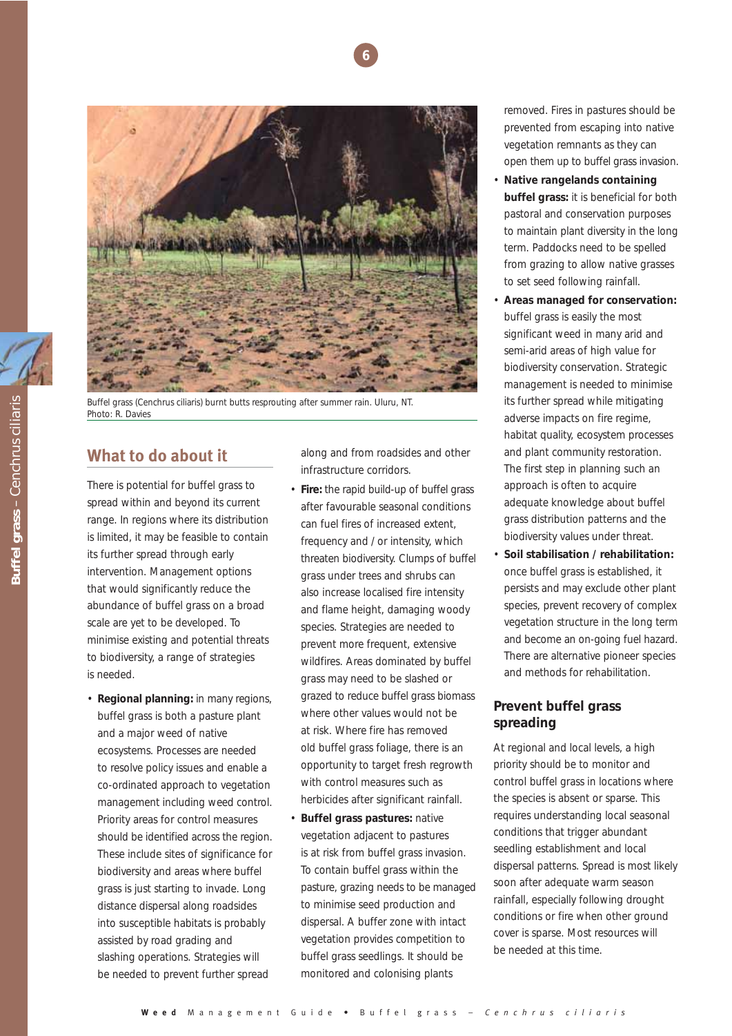Buffel grass (Cenchrus ciliaris) burnt butts resprouting after summer rain. Uluru, NT.
Photo: R. Davies

## What to do about it

There is potential for buffel grass to spread within and beyond its current range. In regions where its distribution is limited, it may be feasible to contain its further spread through early intervention. Management options that would significantly reduce the abundance of buffel grass on a broad scale are yet to be developed. To minimise existing and potential threats to biodiversity, a range of strategies is needed.

- **Regional planning:** in many regions, buffel grass is both a pasture plant and a major weed of native ecosystems. Processes are needed to resolve policy issues and enable a co-ordinated approach to vegetation management including weed control. Priority areas for control measures should be identified across the region. These include sites of significance for biodiversity and areas where buffel grass is just starting to invade. Long distance dispersal along roadsides into susceptible habitats is probably assisted by road grading and slashing operations. Strategies will be needed to prevent further spread along and from roadsides and other infrastructure corridors.
- **Fire:** the rapid build-up of buffel grass after favourable seasonal conditions can fuel fires of increased extent, frequency and / or intensity, which threaten biodiversity. Clumps of buffel grass under trees and shrubs can also increase localised fire intensity and flame height, damaging woody species. Strategies are needed to prevent more frequent, extensive wildfires. Areas dominated by buffel grass may need to be slashed or grazed to reduce buffel grass biomass where other values would not be at risk. Where fire has removed old buffel grass foliage, there is an opportunity to target fresh regrowth with control measures such as herbicides after significant rainfall.
- **Buffel grass pastures:** native vegetation adjacent to pastures is at risk from buffel grass invasion. To contain buffel grass within the pasture, grazing needs to be managed to minimise seed production and dispersal. A buffer zone with intact vegetation provides competition to buffel grass seedlings. It should be monitored and colonising plants removed. Fires in pastures should be prevented from escaping into native vegetation remnants as they can open them up to buffel grass invasion.
- **Native rangelands containing buffel grass:** it is beneficial for both pastoral and conservation purposes to maintain plant diversity in the long term. Paddocks need to be spelled from grazing to allow native grasses to set seed following rainfall.
- **Areas managed for conservation:** buffel grass is easily the most significant weed in many arid and semi-arid areas of high value for biodiversity conservation. Strategic management is needed to minimise its further spread while mitigating adverse impacts on fire regime, habitat quality, ecosystem processes and plant community restoration. The first step in planning such an approach is often to acquire adequate knowledge about buffel grass distribution patterns and the biodiversity values under threat.
- **Soil stabilisation / rehabilitation:** once buffel grass is established, it persists and may exclude other plant species, prevent recovery of complex vegetation structure in the long term and become an on-going fuel hazard. There are alternative pioneer species and methods for rehabilitation.

### Prevent buffel grass spreading

At regional and local levels, a high priority should be to monitor and control buffel grass in locations where the species is absent or sparse. This requires understanding local seasonal conditions that trigger abundant seedling establishment and local dispersal patterns. Spread is most likely soon after adequate warm season rainfall, especially following drought conditions or fire when other ground cover is sparse. Most resources will be needed at this time.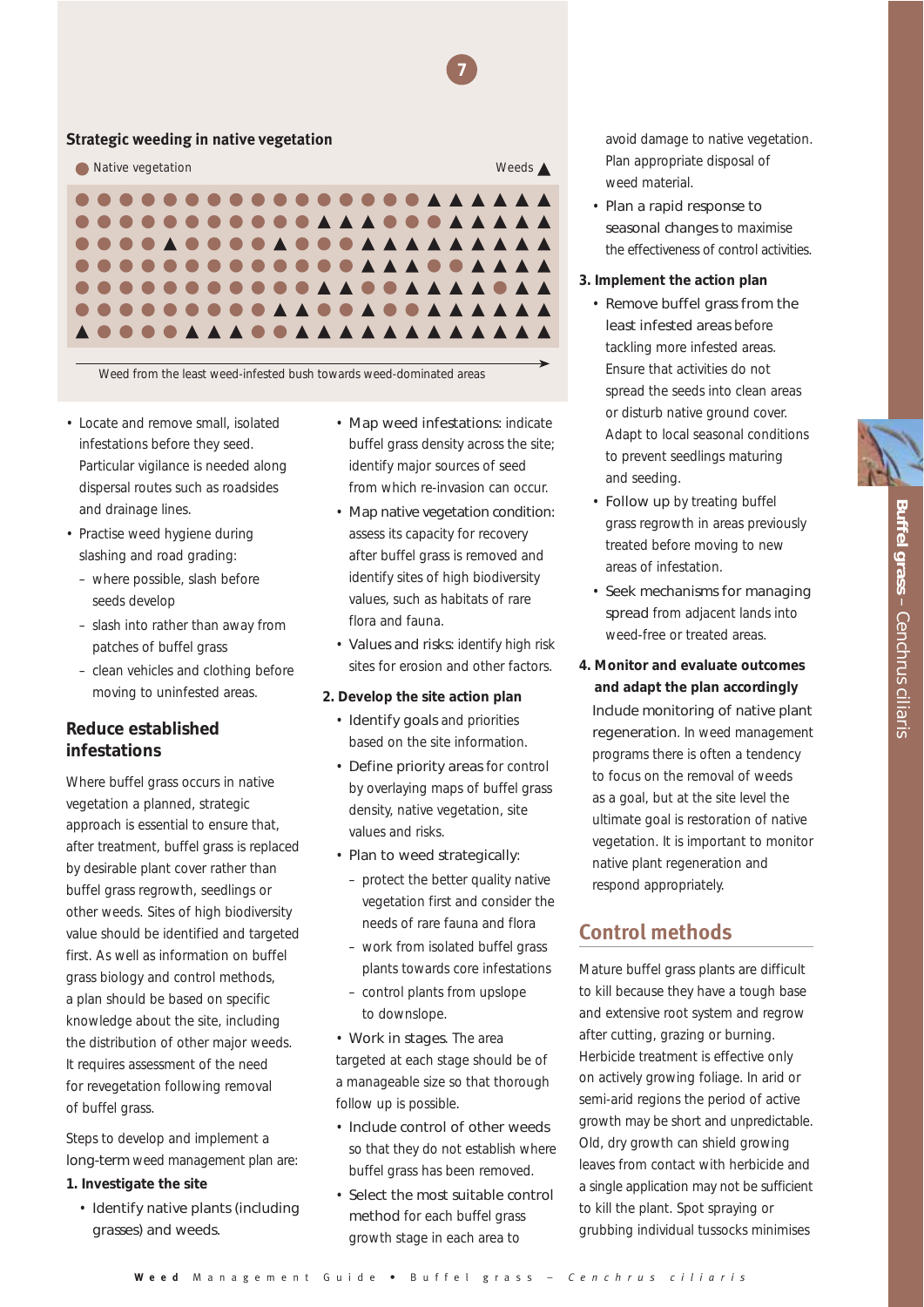## Strategic weeding in native vegetation

Native vegetation ● Weeds ▲

Weed from the least weed-infested bush towards weed-dominated areas

- Locate and remove small, isolated infestations before they seed. Particular vigilance is needed along dispersal routes such as roadsides and drainage lines.
- Practise weed hygiene during slashing and road grading:
  - where possible, slash before seeds develop
  - slash into rather than away from patches of buffel grass
  - clean vehicles and clothing before moving to uninfested areas.

## Reduce established infestations

Where buffel grass occurs in native vegetation a planned, strategic approach is essential to ensure that, after treatment, buffel grass is replaced by desirable plant cover rather than buffel grass regrowth, seedlings or other weeds. Sites of high biodiversity value should be identified and targeted first. As well as information on buffel grass biology and control methods, a plan should be based on specific knowledge about the site, including the distribution of other major weeds. It requires assessment of the need for revegetation following removal of buffel grass.

Steps to develop and implement a long-term weed management plan are:

**1. Investigate the site**

- Identify native plants (including grasses) and weeds.
- Map weed infestations: indicate buffel grass density across the site; identify major sources of seed from which re-invasion can occur.
- Map native vegetation condition: assess its capacity for recovery after buffel grass is removed and identify sites of high biodiversity values, such as habitats of rare flora and fauna.
- Values and risks: identify high risk sites for erosion and other factors.

**2. Develop the site action plan**

- Identify goals and priorities based on the site information.
- Define priority areas for control by overlaying maps of buffel grass density, native vegetation, site values and risks.
- Plan to weed strategically:
  - protect the better quality native vegetation first and consider the needs of rare fauna and flora
  - work from isolated buffel grass plants towards core infestations
  - control plants from upslope to downslope.
- Work in stages. The area targeted at each stage should be of a manageable size so that thorough follow up is possible.
- Include control of other weeds so that they do not establish where buffel grass has been removed.
- Select the most suitable control method for each buffel grass growth stage in each area to avoid damage to native vegetation. Plan appropriate disposal of weed material.
- Plan a rapid response to seasonal changes to maximise the effectiveness of control activities.

**3. Implement the action plan**

- Remove buffel grass from the least infested areas before tackling more infested areas. Ensure that activities do not spread the seeds into clean areas or disturb native ground cover. Adapt to local seasonal conditions to prevent seedlings maturing and seeding.
- Follow up by treating buffel grass regrowth in areas previously treated before moving to new areas of infestation.
- Seek mechanisms for managing spread from adjacent lands into weed-free or treated areas.

**4. Monitor and evaluate outcomes and adapt the plan accordingly**

Include monitoring of native plant regeneration. In weed management programs there is often a tendency to focus on the removal of weeds as a goal, but at the site level the ultimate goal is restoration of native vegetation. It is important to monitor native plant regeneration and respond appropriately.

## Control methods

Mature buffel grass plants are difficult to kill because they have a tough base and extensive root system and regrow after cutting, grazing or burning. Herbicide treatment is effective only on actively growing foliage. In arid or semi-arid regions the period of active growth may be short and unpredictable. Old, dry growth can shield growing leaves from contact with herbicide and a single application may not be sufficient to kill the plant. Spot spraying or grubbing individual tussocks minimises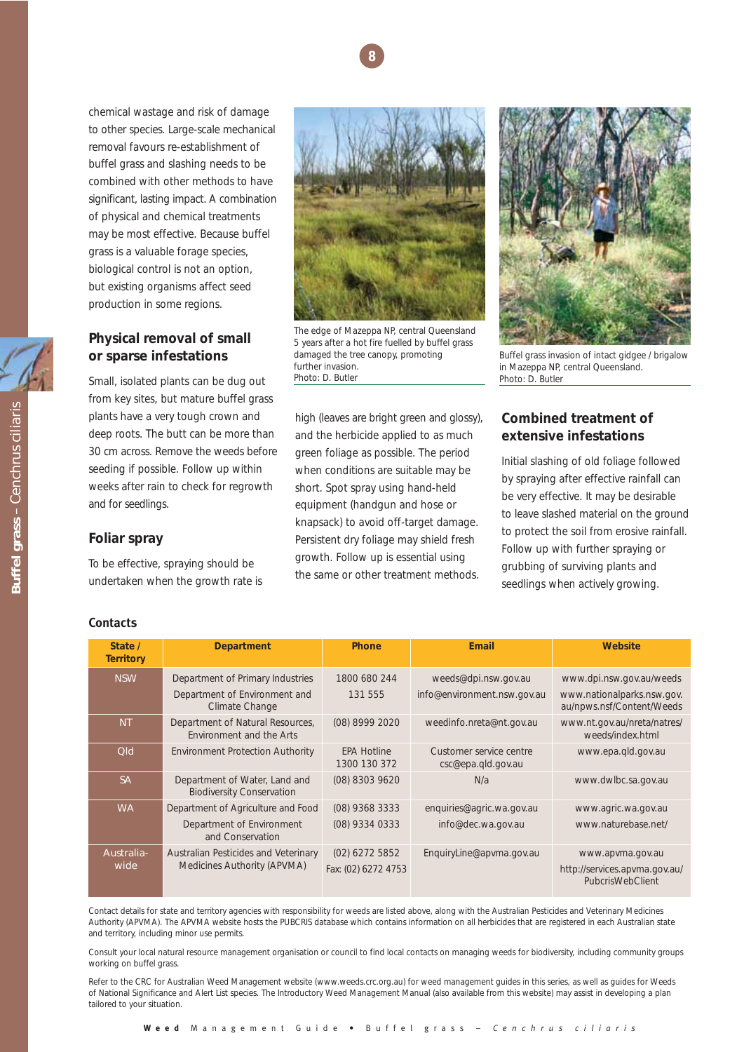chemical wastage and risk of damage to other species. Large-scale mechanical removal favours re-establishment of buffel grass and slashing needs to be combined with other methods to have significant, lasting impact. A combination of physical and chemical treatments may be most effective. Because buffel grass is a valuable forage species, biological control is not an option, but existing organisms affect seed production in some regions.

The edge of Mazeppa NP, central Queensland 5 years after a hot fire fuelled by buffel grass damaged the tree canopy, promoting further invasion.
Photo: D. Butler

Buffel grass invasion of intact gidgee / brigalow in Mazeppa NP, central Queensland.
Photo: D. Butler

### Physical removal of small or sparse infestations

Small, isolated plants can be dug out from key sites, but mature buffel grass plants have a very tough crown and deep roots. The butt can be more than 30 cm across. Remove the weeds before seeding if possible. Follow up within weeks after rain to check for regrowth and for seedlings.

### Foliar spray

To be effective, spraying should be undertaken when the growth rate is high (leaves are bright green and glossy), and the herbicide applied to as much green foliage as possible. The period when conditions are suitable may be short. Spot spray using hand-held equipment (handgun and hose or knapsack) to avoid off-target damage. Persistent dry foliage may shield fresh growth. Follow up is essential using the same or other treatment methods.

### Combined treatment of extensive infestations

Initial slashing of old foliage followed by spraying after effective rainfall can be very effective. It may be desirable to leave slashed material on the ground to protect the soil from erosive rainfall. Follow up with further spraying or grubbing of surviving plants and seedlings when actively growing.

### Contacts

| State / Territory | Department | Phone | Email | Website |
|---|---|---|---|---|
| NSW | Department of Primary Industries | 1800 680 244 | weeds@dpi.nsw.gov.au | www.dpi.nsw.gov.au/weeds |
| | Department of Environment and Climate Change | 131 555 | info@environment.nsw.gov.au | www.nationalparks.nsw.gov.au/npws.nsf/Content/Weeds |
| NT | Department of Natural Resources, Environment and the Arts | (08) 8999 2020 | weedinfo.nreta@nt.gov.au | www.nt.gov.au/nreta/natres/weeds/index.html |
| Qld | Environment Protection Authority | EPA Hotline 1300 130 372 | Customer service centre csc@epa.qld.gov.au | www.epa.qld.gov.au |
| SA | Department of Water, Land and Biodiversity Conservation | (08) 8303 9620 | N/a | www.dwlbc.sa.gov.au |
| WA | Department of Agriculture and Food | (08) 9368 3333 | enquiries@agric.wa.gov.au | www.agric.wa.gov.au |
| | Department of Environment and Conservation | (08) 9334 0333 | info@dec.wa.gov.au | www.naturebase.net/ |
| Australia-wide | Australian Pesticides and Veterinary Medicines Authority (APVMA) | (02) 6272 5852<br>Fax: (02) 6272 4753 | EnquiryLine@apvma.gov.au | www.apvma.gov.au<br>http://services.apvma.gov.au/PubcrisWebClient |

Contact details for state and territory agencies with responsibility for weeds are listed above, along with the Australian Pesticides and Veterinary Medicines Authority (APVMA). The APVMA website hosts the PUBCRIS database which contains information on all herbicides that are registered in each Australian state and territory, including minor use permits.

Consult your local natural resource management organisation or council to find local contacts on managing weeds for biodiversity, including community groups working on buffel grass.

Refer to the CRC for Australian Weed Management website (www.weeds.crc.org.au) for weed management guides in this series, as well as guides for Weeds of National Significance and Alert List species. The Introductory Weed Management Manual (also available from this website) may assist in developing a plan tailored to your situation.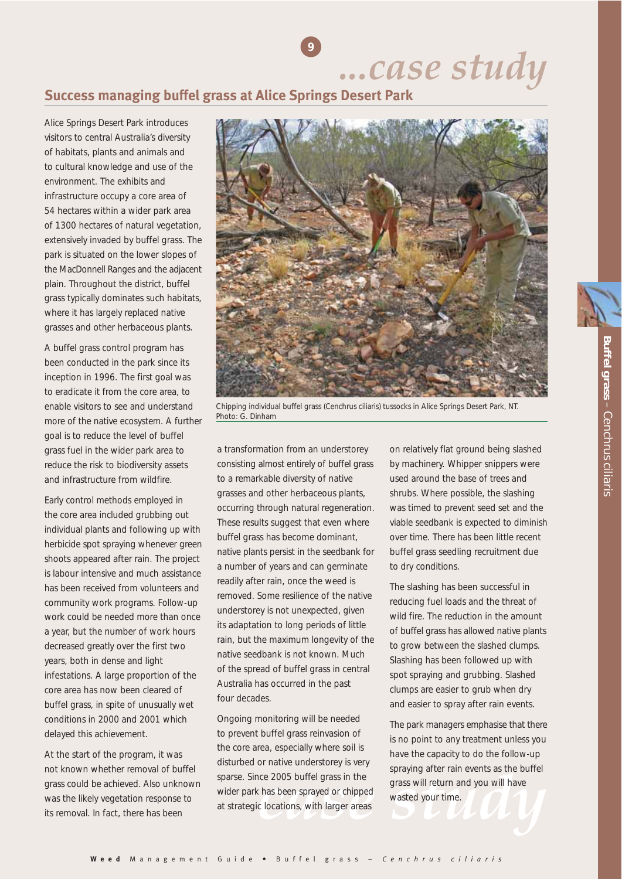## Success managing buffel grass at Alice Springs Desert Park

Alice Springs Desert Park introduces visitors to central Australia's diversity of habitats, plants and animals and to cultural knowledge and use of the environment. The exhibits and infrastructure occupy a core area of 54 hectares within a wider park area of 1300 hectares of natural vegetation, extensively invaded by buffel grass. The park is situated on the lower slopes of the MacDonnell Ranges and the adjacent plain. Throughout the district, buffel grass typically dominates such habitats, where it has largely replaced native grasses and other herbaceous plants.

A buffel grass control program has been conducted in the park since its inception in 1996. The first goal was to eradicate it from the core area, to enable visitors to see and understand more of the native ecosystem. A further goal is to reduce the level of buffel grass fuel in the wider park area to reduce the risk to biodiversity assets and infrastructure from wildfire.

Early control methods employed in the core area included grubbing out individual plants and following up with herbicide spot spraying whenever green shoots appeared after rain. The project is labour intensive and much assistance has been received from volunteers and community work programs. Follow-up work could be needed more than once a year, but the number of work hours decreased greatly over the first two years, both in dense and light infestations. A large proportion of the core area has now been cleared of buffel grass, in spite of unusually wet conditions in 2000 and 2001 which delayed this achievement.

At the start of the program, it was not known whether removal of buffel grass could be achieved. Also unknown was the likely vegetation response to its removal. In fact, there has been a transformation from an understorey consisting almost entirely of buffel grass to a remarkable diversity of native grasses and other herbaceous plants, occurring through natural regeneration. These results suggest that even where buffel grass has become dominant, native plants persist in the seedbank for a number of years and can germinate readily after rain, once the weed is removed. Some resilience of the native understorey is not unexpected, given its adaptation to long periods of little rain, but the maximum longevity of the native seedbank is not known. Much of the spread of buffel grass in central Australia has occurred in the past four decades.

Chipping individual buffel grass (Cenchrus ciliaris) tussocks in Alice Springs Desert Park, NT. Photo: G. Dinham

Ongoing monitoring will be needed to prevent buffel grass reinvasion of the core area, especially where soil is disturbed or native understorey is very sparse. Since 2005 buffel grass in the wider park has been sprayed or chipped at strategic locations, with larger areas on relatively flat ground being slashed by machinery. Whipper snippers were used around the base of trees and shrubs. Where possible, the slashing was timed to prevent seed set and the viable seedbank is expected to diminish over time. There has been little recent buffel grass seedling recruitment due to dry conditions.

The slashing has been successful in reducing fuel loads and the threat of wild fire. The reduction in the amount of buffel grass has allowed native plants to grow between the slashed clumps. Slashing has been followed up with spot spraying and grubbing. Slashed clumps are easier to grub when dry and easier to spray after rain events.

The park managers emphasise that there is no point to any treatment unless you have the capacity to do the follow-up spraying after rain events as the buffel grass will return and you will have wasted your time.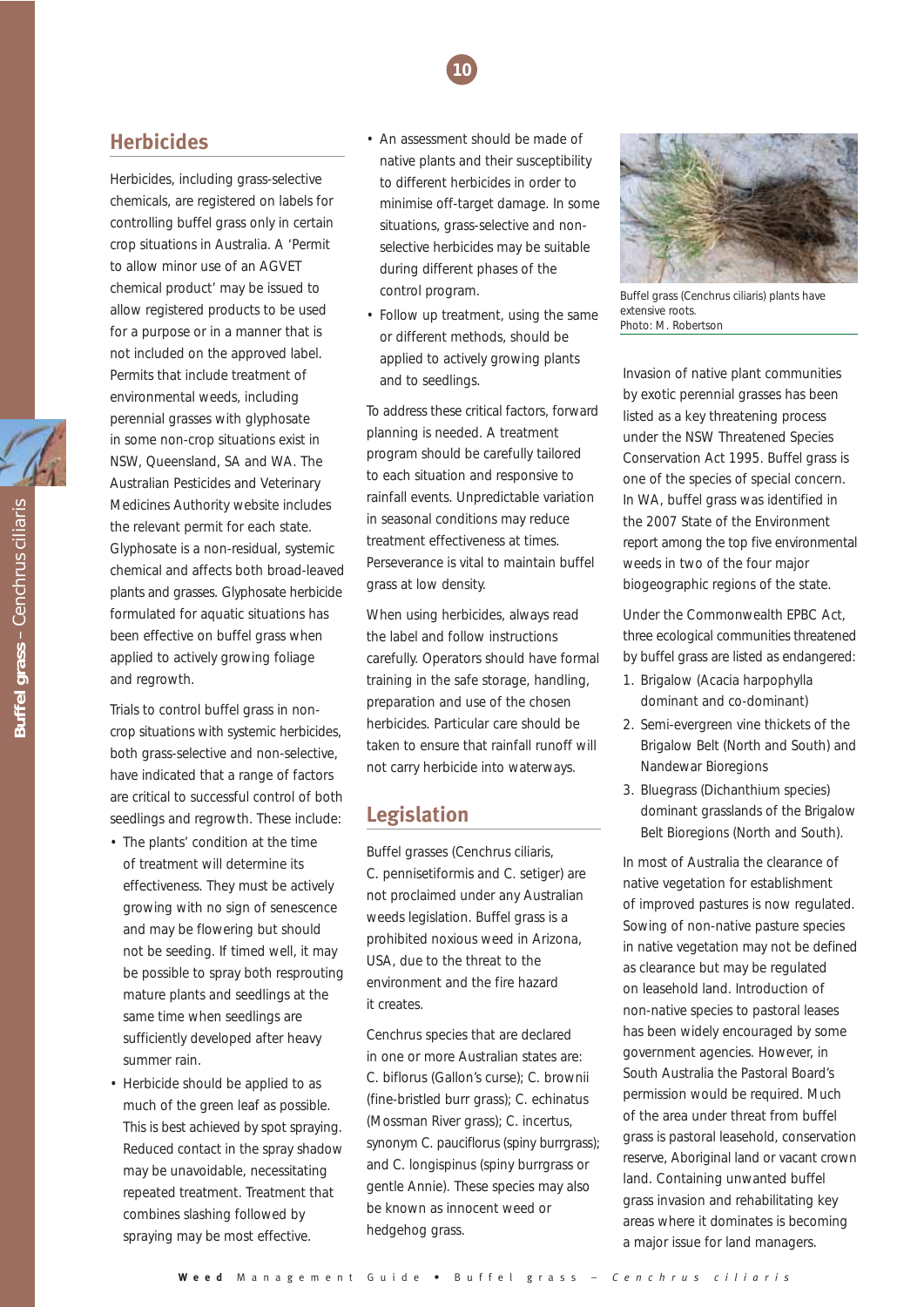## Herbicides

Herbicides, including grass-selective chemicals, are registered on labels for controlling buffel grass only in certain crop situations in Australia. A 'Permit to allow minor use of an AGVET chemical product' may be issued to allow registered products to be used for a purpose or in a manner that is not included on the approved label. Permits that include treatment of environmental weeds, including perennial grasses with glyphosate in some non-crop situations exist in NSW, Queensland, SA and WA. The Australian Pesticides and Veterinary Medicines Authority website includes the relevant permit for each state. Glyphosate is a non-residual, systemic chemical and affects both broad-leaved plants and grasses. Glyphosate herbicide formulated for aquatic situations has been effective on buffel grass when applied to actively growing foliage and regrowth.

Trials to control buffel grass in non-crop situations with systemic herbicides, both grass-selective and non-selective, have indicated that a range of factors are critical to successful control of both seedlings and regrowth. These include:

- The plants' condition at the time of treatment will determine its effectiveness. They must be actively growing with no sign of senescence and may be flowering but should not be seeding. If timed well, it may be possible to spray both resprouting mature plants and seedlings at the same time when seedlings are sufficiently developed after heavy summer rain.
- Herbicide should be applied to as much of the green leaf as possible. This is best achieved by spot spraying. Reduced contact in the spray shadow may be unavoidable, necessitating repeated treatment. Treatment that combines slashing followed by spraying may be most effective.
- An assessment should be made of native plants and their susceptibility to different herbicides in order to minimise off-target damage. In some situations, grass-selective and non-selective herbicides may be suitable during different phases of the control program.
- Follow up treatment, using the same or different methods, should be applied to actively growing plants and to seedlings.

To address these critical factors, forward planning is needed. A treatment program should be carefully tailored to each situation and responsive to rainfall events. Unpredictable variation in seasonal conditions may reduce treatment effectiveness at times. Perseverance is vital to maintain buffel grass at low density.

When using herbicides, always read the label and follow instructions carefully. Operators should have formal training in the safe storage, handling, preparation and use of the chosen herbicides. Particular care should be taken to ensure that rainfall runoff will not carry herbicide into waterways.

## Legislation

Buffel grasses (Cenchrus ciliaris, C. pennisetiformis and C. setiger) are not proclaimed under any Australian weeds legislation. Buffel grass is a prohibited noxious weed in Arizona, USA, due to the threat to the environment and the fire hazard it creates.

Cenchrus species that are declared in one or more Australian states are: C. biflorus (Gallon's curse); C. brownii (fine-bristled burr grass); C. echinatus (Mossman River grass); C. incertus, synonym C. pauciflorus (spiny burrgrass); and C. longispinus (spiny burrgrass or gentle Annie). These species may also be known as innocent weed or hedgehog grass.

Buffel grass (Cenchrus ciliaris) plants have extensive roots.
Photo: M. Robertson

Invasion of native plant communities by exotic perennial grasses has been listed as a key threatening process under the NSW Threatened Species Conservation Act 1995. Buffel grass is one of the species of special concern. In WA, buffel grass was identified in the 2007 State of the Environment report among the top five environmental weeds in two of the four major biogeographic regions of the state.

Under the Commonwealth EPBC Act, three ecological communities threatened by buffel grass are listed as endangered:

1. Brigalow (Acacia harpophylla dominant and co-dominant)
2. Semi-evergreen vine thickets of the Brigalow Belt (North and South) and Nandewar Bioregions
3. Bluegrass (Dichanthium species) dominant grasslands of the Brigalow Belt Bioregions (North and South).

In most of Australia the clearance of native vegetation for establishment of improved pastures is now regulated. Sowing of non-native pasture species in native vegetation may not be defined as clearance but may be regulated on leasehold land. Introduction of non-native species to pastoral leases has been widely encouraged by some government agencies. However, in South Australia the Pastoral Board's permission would be required. Much of the area under threat from buffel grass is pastoral leasehold, conservation reserve, Aboriginal land or vacant crown land. Containing unwanted buffel grass invasion and rehabilitating key areas where it dominates is becoming a major issue for land managers.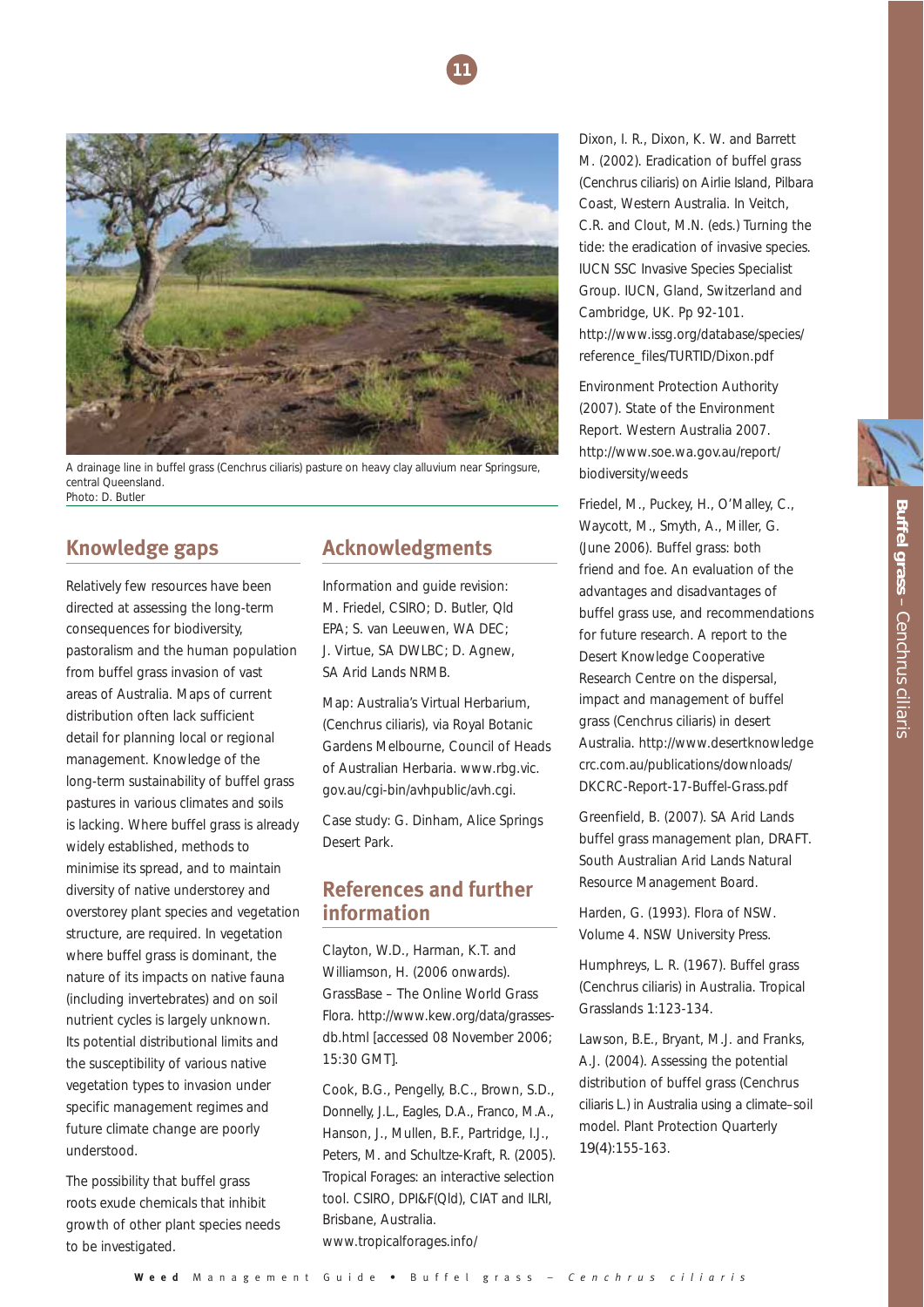A drainage line in buffel grass (Cenchrus ciliaris) pasture on heavy clay alluvium near Springsure, central Queensland.
Photo: D. Butler

## Knowledge gaps

Relatively few resources have been directed at assessing the long-term consequences for biodiversity, pastoralism and the human population from buffel grass invasion of vast areas of Australia. Maps of current distribution often lack sufficient detail for planning local or regional management. Knowledge of the long-term sustainability of buffel grass pastures in various climates and soils is lacking. Where buffel grass is already widely established, methods to minimise its spread, and to maintain diversity of native understorey and overstorey plant species and vegetation structure, are required. In vegetation where buffel grass is dominant, the nature of its impacts on native fauna (including invertebrates) and on soil nutrient cycles is largely unknown. Its potential distributional limits and the susceptibility of various native vegetation types to invasion under specific management regimes and future climate change are poorly understood.

The possibility that buffel grass roots exude chemicals that inhibit growth of other plant species needs to be investigated.

## Acknowledgments

Information and guide revision: M. Friedel, CSIRO; D. Butler, Qld EPA; S. van Leeuwen, WA DEC; J. Virtue, SA DWLBC; D. Agnew, SA Arid Lands NRMB.

Map: Australia's Virtual Herbarium, (Cenchrus ciliaris), via Royal Botanic Gardens Melbourne, Council of Heads of Australian Herbaria. www.rbg.vic.gov.au/cgi-bin/avhpublic/avh.cgi.

Case study: G. Dinham, Alice Springs Desert Park.

## References and further information

Clayton, W.D., Harman, K.T. and Williamson, H. (2006 onwards). GrassBase – The Online World Grass Flora. http://www.kew.org/data/grasses-db.html [accessed 08 November 2006; 15:30 GMT].

Cook, B.G., Pengelly, B.C., Brown, S.D., Donnelly, J.L., Eagles, D.A., Franco, M.A., Hanson, J., Mullen, B.F., Partridge, I.J., Peters, M. and Schultze-Kraft, R. (2005). Tropical Forages: an interactive selection tool. CSIRO, DPI&F(Qld), CIAT and ILRI, Brisbane, Australia. www.tropicalforages.info/

Dixon, I. R., Dixon, K. W. and Barrett M. (2002). Eradication of buffel grass (Cenchrus ciliaris) on Airlie Island, Pilbara Coast, Western Australia. In Veitch, C.R. and Clout, M.N. (eds.) Turning the tide: the eradication of invasive species. IUCN SSC Invasive Species Specialist Group. IUCN, Gland, Switzerland and Cambridge, UK. Pp 92-101. http://www.issg.org/database/species/reference_files/TURTID/Dixon.pdf

Environment Protection Authority (2007). State of the Environment Report. Western Australia 2007. http://www.soe.wa.gov.au/report/biodiversity/weeds

Friedel, M., Puckey, H., O'Malley, C., Waycott, M., Smyth, A., Miller, G. (June 2006). Buffel grass: both friend and foe. An evaluation of the advantages and disadvantages of buffel grass use, and recommendations for future research. A report to the Desert Knowledge Cooperative Research Centre on the dispersal, impact and management of buffel grass (Cenchrus ciliaris) in desert Australia. http://www.desertknowledgecrc.com.au/publications/downloads/DKCRC-Report-17-Buffel-Grass.pdf

Greenfield, B. (2007). SA Arid Lands buffel grass management plan, DRAFT. South Australian Arid Lands Natural Resource Management Board.

Harden, G. (1993). Flora of NSW. Volume 4. NSW University Press.

Humphreys, L. R. (1967). Buffel grass (Cenchrus ciliaris) in Australia. Tropical Grasslands 1:123-134.

Lawson, B.E., Bryant, M.J. and Franks, A.J. (2004). Assessing the potential distribution of buffel grass (Cenchrus ciliaris L.) in Australia using a climate–soil model. Plant Protection Quarterly 19(4):155-163.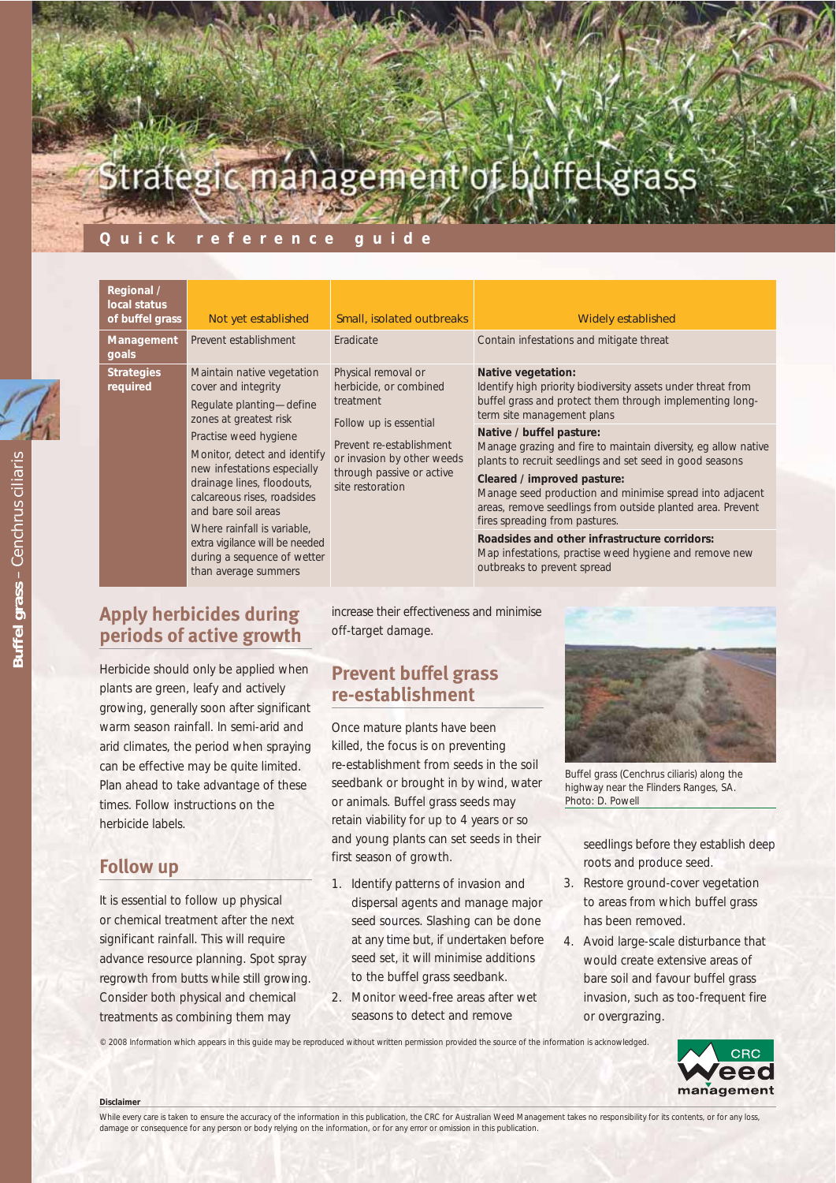# Strategic management of buffel grass

## Quick reference guide

| Regional / local status of buffel grass | Not yet established | Small, isolated outbreaks | Widely established |
|---|---|---|---|
| **Management goals** | Prevent establishment | Eradicate | Contain infestations and mitigate threat |
| **Strategies required** | Maintain native vegetation cover and integrity<br>Regulate planting—define zones at greatest risk<br>Practise weed hygiene<br>Monitor, detect and identify new infestations especially drainage lines, floodouts, calcareous rises, roadsides and bare soil areas<br>Where rainfall is variable, extra vigilance will be needed during a sequence of wetter than average summers | Physical removal or herbicide, or combined treatment<br>Follow up is essential<br>Prevent re-establishment or invasion by other weeds through passive or active site restoration | **Native vegetation:** Identify high priority biodiversity assets under threat from buffel grass and protect them through implementing long-term site management plans<br>**Native / buffel pasture:** Manage grazing and fire to maintain diversity, eg allow native plants to recruit seedlings and set seed in good seasons<br>**Cleared / improved pasture:** Manage seed production and minimise seed spread into adjacent areas, remove seedlings from outside planted area. Prevent fires spreading from pastures.<br>**Roadsides and other infrastructure corridors:** Map infestations, practise weed hygiene and remove new outbreaks to prevent spread |

## Apply herbicides during periods of active growth

Herbicide should only be applied when plants are green, leafy and actively growing, generally soon after significant warm season rainfall. In semi-arid and arid climates, the period when spraying can be effective may be quite limited. Plan ahead to take advantage of these times. Follow instructions on the herbicide labels.

## Follow up

It is essential to follow up physical or chemical treatment after the next significant rainfall. This will require advance resource planning. Spot spray regrowth from butts while still growing. Consider both physical and chemical treatments as combining them may increase their effectiveness and minimise off-target damage.

## Prevent buffel grass re-establishment

Once mature plants have been killed, the focus is on preventing re-establishment from seeds in the soil seedbank or brought in by wind, water or animals. Buffel grass seeds may retain viability for up to 4 years or so and young plants can set seeds in their first season of growth.

1. Identify patterns of invasion and dispersal agents and manage major seed sources. Slashing can be done at any time but, if undertaken before seed set, it will minimise additions to the buffel grass seedbank.
2. Monitor weed-free areas after wet seasons to detect and remove seedlings before they establish deep roots and produce seed.
3. Restore ground-cover vegetation to areas from which buffel grass has been removed.
4. Avoid large-scale disturbance that would create extensive areas of bare soil and favour buffel grass invasion, such as too-frequent fire or overgrazing.

Buffel grass (Cenchrus ciliaris) along the highway near the Flinders Ranges, SA. Photo: D. Powell

© 2008 Information which appears in this guide may be reproduced without written permission provided the source of the information is acknowledged.

CRC Weed management

**Disclaimer**

While every care is taken to ensure the accuracy of the information in this publication, the CRC for Australian Weed Management takes no responsibility for its contents, or for any loss, damage or consequence for any person or body relying on the information, or for any error or omission in this publication.